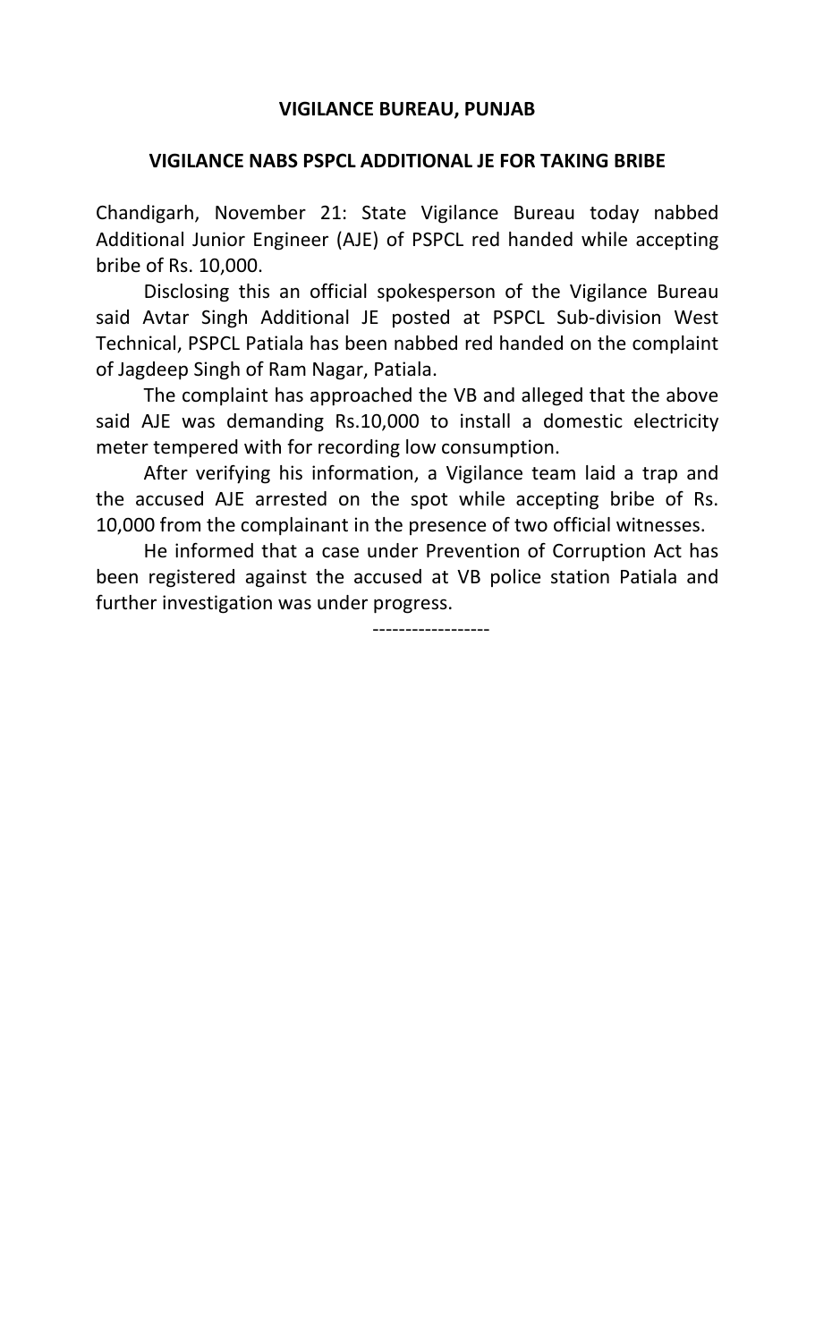**VIGILANCE BUREAU, PUNJAB**

**VIGILANCE NABS PSPCL ADDITIONAL JE FOR TAKING BRIBE**

Chandigarh, November 21: State Vigilance Bureau today nabbed Additional Junior Engineer (AJE) of PSPCL red handed while accepting bribe of Rs. 10,000.

Disclosing this an official spokesperson of the Vigilance Bureau said Avtar Singh Additional JE posted at PSPCL Sub-division West Technical, PSPCL Patiala has been nabbed red handed on the complaint of Jagdeep Singh of Ram Nagar, Patiala.

The complaint has approached the VB and alleged that the above said AJE was demanding Rs.10,000 to install a domestic electricity meter tempered with for recording low consumption.

After verifying his information, a Vigilance team laid a trap and the accused AJE arrested on the spot while accepting bribe of Rs. 10,000 from the complainant in the presence of two official witnesses.

He informed that a case under Prevention of Corruption Act has been registered against the accused at VB police station Patiala and further investigation was under progress.

------------------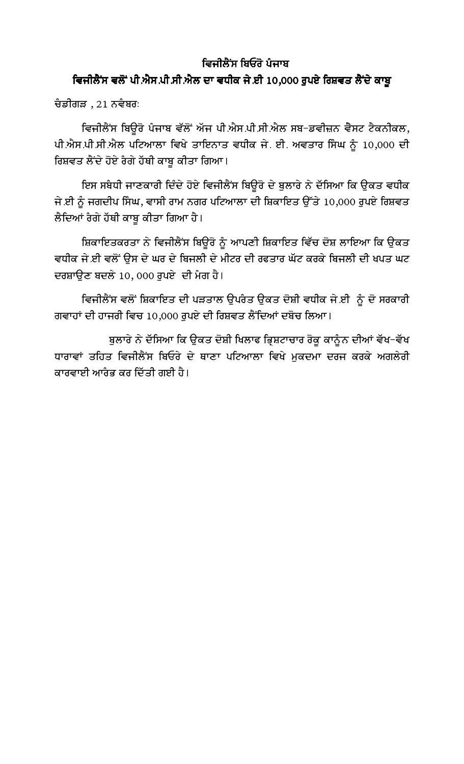## ਵਿਜੀਲੈਂਸ ਬਿਓਰੋ ਪੰਜਾਬ

## ਵਿਜੀਲੈਂਸ ਵਲੋਂ ਪੀ.ਐਸ.ਪੀ.ਸੀ.ਐਲ ਦਾ ਵਧੀਕ ਜੇ.ਈ 10,000 ਰੁਪਏ ਰਿਸ਼ਵਤ ਲੈਂਦੇ ਕਾਬੂ

ਚੰਡੀਗੜ , 21 ਨਵੰਬਰ:

ਵਿਜੀਲੈਂਸ ਬਿਊਰੋ ਪੰਜਾਬ ਵੱਲੋਂ ਅੱਜ ਪੀ.ਐਸ.ਪੀ.ਸੀ.ਐਲ ਸਬ-ਡਵੀਜ਼ਨ ਵੈਸਟ ਟੈਕਨੀਕਲ, ਪੀ.ਐਸ.ਪੀ.ਸੀ.ਐਲ ਪਟਿਆਲਾ ਵਿਖੇ ਤਾਇਨਾਤ ਵਧੀਕ ਜੇ. ਈ. ਅਵਤਾਰ ਸਿੰਘ ਨੂੰ 10,000 ਦੀ ਰਿਸ਼ਵਤ ਲੈਂਦੇ ਹੋਏ ਰੰਗੇ ਹੱਥੀ ਕਾਬੂ ਕੀਤਾ ਗਿਆ।

ਇਸ ਸਬੰਧੀ ਜਾਣਕਾਰੀ ਦਿੰਦੇ ਹੋਏ ਵਿਜੀਲੈਂਸ ਬਿਊਰੋ ਦੇ ਬੁਲਾਰੇ ਨੇ ਦੱਸਿਆ ਕਿ ਉਕਤ ਵਧੀਕ ਜੇ.ਈ ਨੂੰ ਜਗਦੀਪ ਸਿੰਘ, ਵਾਸੀ ਰਾਮ ਨਗਰ ਪਟਿਆਲਾ ਦੀ ਸ਼ਿਕਾਇਤ ਉੱਤੇ 10,000 ਰੁਪਏ ਰਿਸ਼ਵਤ ਲੈਦਿਆਂ ਰੰਗੇ ਹੱਥੀ ਕਾਬੂ ਕੀਤਾ ਗਿਆ ਹੈ।

ਸ਼ਿਕਾਇਤਕਰਤਾ ਨੇ ਵਿਜੀਲੈਂਸ ਬਿਊਰੋ ਨੂੰ ਆਪਣੀ ਸ਼ਿਕਾਇਤ ਵਿੱਚ ਦੋਸ਼ ਲਾਇਆ ਕਿ ਉਕਤ ਵਧੀਕ ਜੇ.ਈ ਵਲੋਂ ਉਸ ਦੇ ਘਰ ਦੇ ਬਿਜਲੀ ਦੇ ਮੀਟਰ ਦੀ ਰਫਤਾਰ ਘੱਟ ਕਰਕੇ ਬਿਜਲੀ ਦੀ ਖਪਤ ਘਟ ਦਰਸ਼ਾਉਣ ਬਦਲੇ 10, 000 ਰੁਪਏ ਦੀ ਮੰਗ ਹੈ।

ਵਿਜੀਲੈਂਸ ਵਲੋਂ ਸ਼ਿਕਾਇਤ ਦੀ ਪੜਤਾਲ ਉਪਰੰਤ ਉਕਤ ਦੋਸ਼ੀ ਵਧੀਕ ਜੇ.ਈ ਨੂੰ ਦੋ ਸਰਕਾਰੀ ਗਵਾਹਾਂ ਦੀ ਹਾਜਰੀ ਵਿਚ 10,000 ਰੁਪਏ ਦੀ ਰਿਸ਼ਵਤ ਲੈਂਦਿਆਂ ਦਬੋਚ ਲਿਆ।

ਬੁਲਾਰੇ ਨੇ ਦੱਸਿਆ ਕਿ ਉਕਤ ਦੋਸ਼ੀ ਖਿਲਾਫ ਭ੍ਰਿਸ਼ਟਾਚਾਰ ਰੋਕੂ ਕਾਨੂੰਨ ਦੀਆਂ ਵੱਖ-ਵੱਖ ਧਾਰਾਵਾਂ ਤਹਿਤ ਵਿਜੀਲੈਂਸ ਬਿਓਰੋ ਦੇ ਥਾਣਾ ਪਟਿਆਲਾ ਵਿਖੇ ਮੁਕਦਮਾ ਦਰਜ ਕਰਕੇ ਅਗਲੇਰੀ ਕਾਰਵਾਈ ਆਰੰਭ ਕਰ ਦਿੱਤੀ ਗਈ ਹੈ।